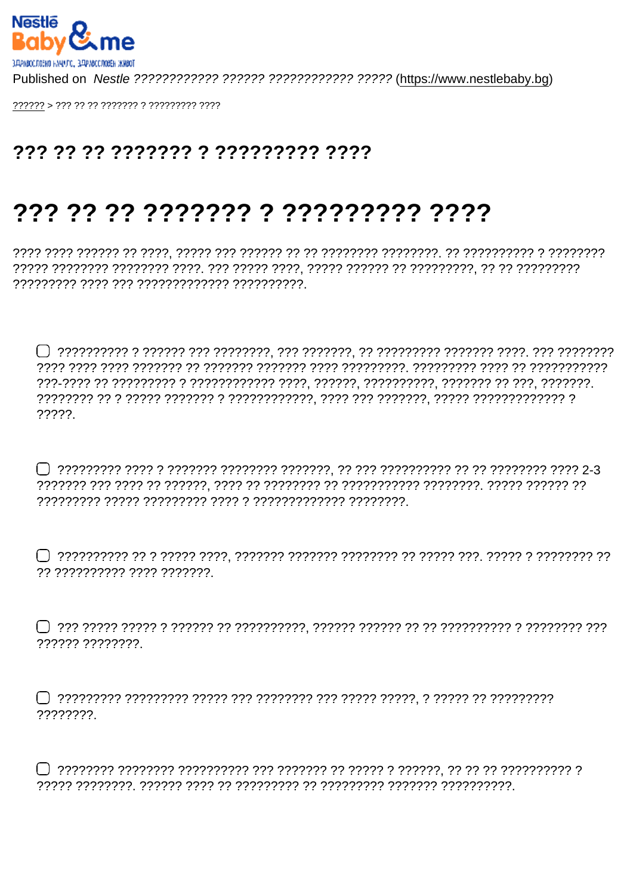Published on *Nestle ???????????? ?????? ???????????? ?????* (https://www.nestlebaby.bg)

?????? > ??? ?? ?? ??????? ? ????????? ????

### ??? ?? ?? ??????? ? ????????? ????

# ??? ?? ?? ??????? ? ????????? ????

???? ???? ?????? ?? ????, ????? ??? ?????? ?? ?? ???????? ????????. ?? ?????????? ? ???????? ????? ???????? ???????? ????. ??? ????? ????, ????? ?????? ?? ?????????, ?? ?? ????????? ????????? ???? ??? ????????????? ??????????.

- ?????????? ? ?????? ??? ????????, ??? ???????, ?? ????????? ??????? ????. ??? ???????? ???? ???? ???? ??????? ?? ??????? ??????? ???? ?????????. ????????? ???? ?? ??????????? ???-???? ?? ????????? ? ???????????? ????, ??????, ??????????, ??????? ?? ???, ???????. ???????? ?? ? ????? ??????? ? ????????????, ???? ??? ???????, ????? ????????????? ? ?????.

- ????????? ???? ? ??????? ???????? ???????, ?? ??? ?????????? ?? ?? ???????? ???? 2-3 ??????? ??? ???? ?? ??????, ???? ?? ???????? ?? ??????????? ????????. ????? ?????? ?? ????????? ????? ????????? ???? ? ????????????? ????????.

- ?????????? ?? ? ????? ????, ??????? ??????? ???????? ?? ????? ???. ????? ? ???????? ?? ?? ?????????? ???? ???????.

- ??? ????? ????? ? ?????? ?? ??????????, ?????? ?????? ?? ?? ?????????? ? ???????? ??? ?????? ????????.

- ????????? ????????? ????? ??? ???????? ??? ????? ?????, ? ????? ?? ????????? ????????.

- ???????? ???????? ?????????? ??? ??????? ?? ????? ? ??????, ?? ?? ?? ?????????? ? ????? ????????. ?????? ???? ?? ????????? ?? ????????? ??????? ??????????.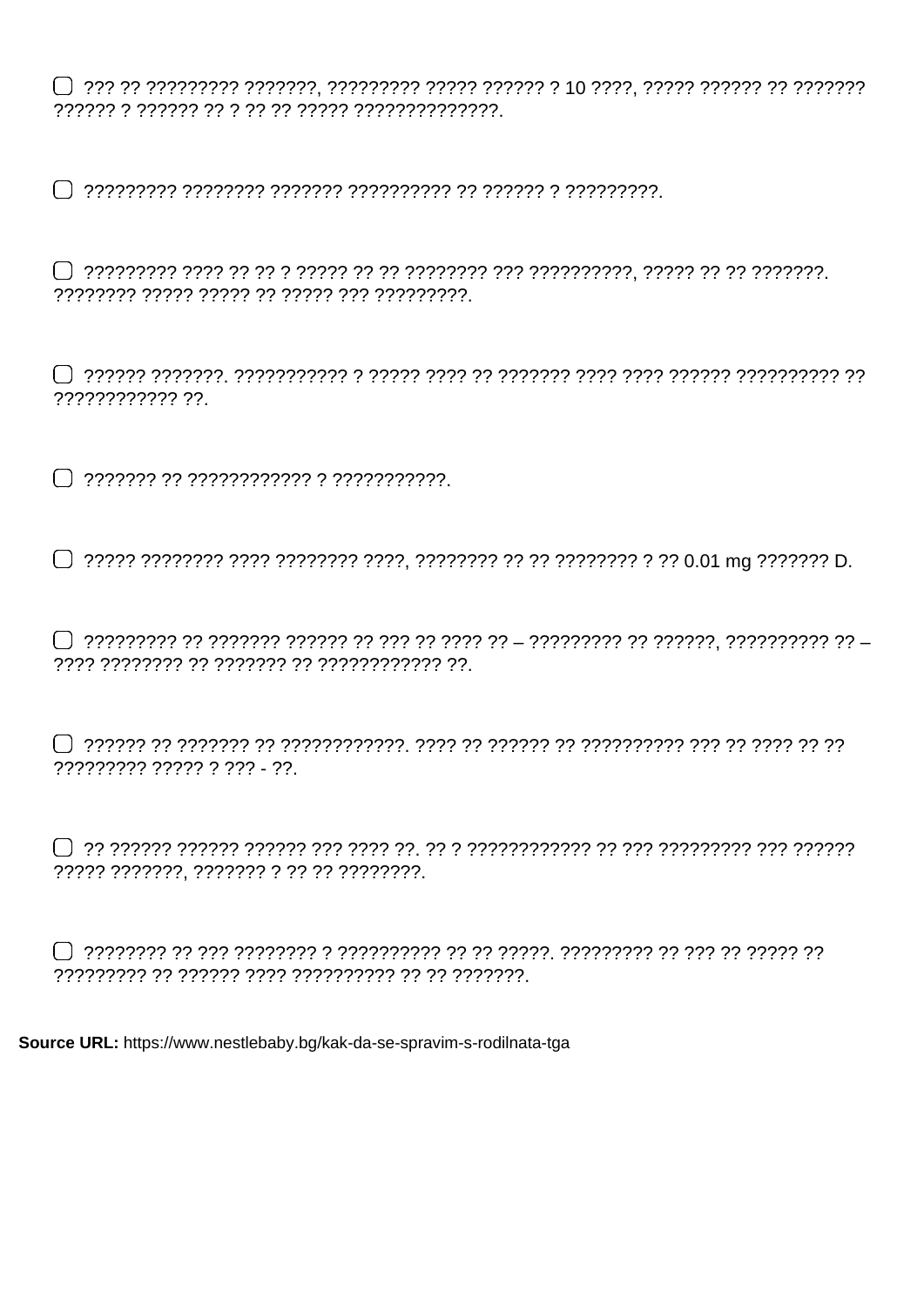- [ ] ??? ?? ????????? ???????, ????????? ????? ?????? ? 10 ????, ????? ?????? ?? ??????? ?????? ? ?????? ?? ? ?? ?? ????? ??????????????.

- [ ] ????????? ???????? ??????? ?????????? ?? ?????? ? ?????????.

- [ ] ????????? ???? ?? ?? ? ????? ?? ?? ???????? ??? ??????????, ????? ?? ?? ???????. ???????? ????? ????? ?? ????? ??? ?????????.

- [ ] ?????? ???????. ??????????? ? ????? ???? ?? ??????? ???? ???? ?????? ?????????? ?? ???????????? ??.

- [ ] ??????? ?? ???????????? ? ???????????.

- [ ] ????? ???????? ???? ???????? ????, ???????? ?? ?? ???????? ? ?? 0.01 mg ??????? D.

- [ ] ????????? ?? ??????? ?????? ?? ??? ?? ???? ?? – ????????? ?? ??????, ?????????? ?? – ???? ???????? ?? ??????? ?? ???????????? ??.

- [ ] ?????? ?? ??????? ?? ????????????. ???? ?? ?????? ?? ?????????? ??? ?? ???? ?? ?? ????????? ????? ? ??? - ??.

- [ ] ?? ?????? ?????? ?????? ??? ???? ??. ?? ? ???????????? ?? ??? ????????? ??? ?????? ????? ???????, ??????? ? ?? ?? ????????.

- [ ] ???????? ?? ??? ???????? ? ?????????? ?? ?? ?????. ????????? ?? ??? ?? ????? ?? ????????? ?? ?????? ???? ?????????? ?? ?? ???????.

**Source URL:** https://www.nestlebaby.bg/kak-da-se-spravim-s-rodilnata-tga